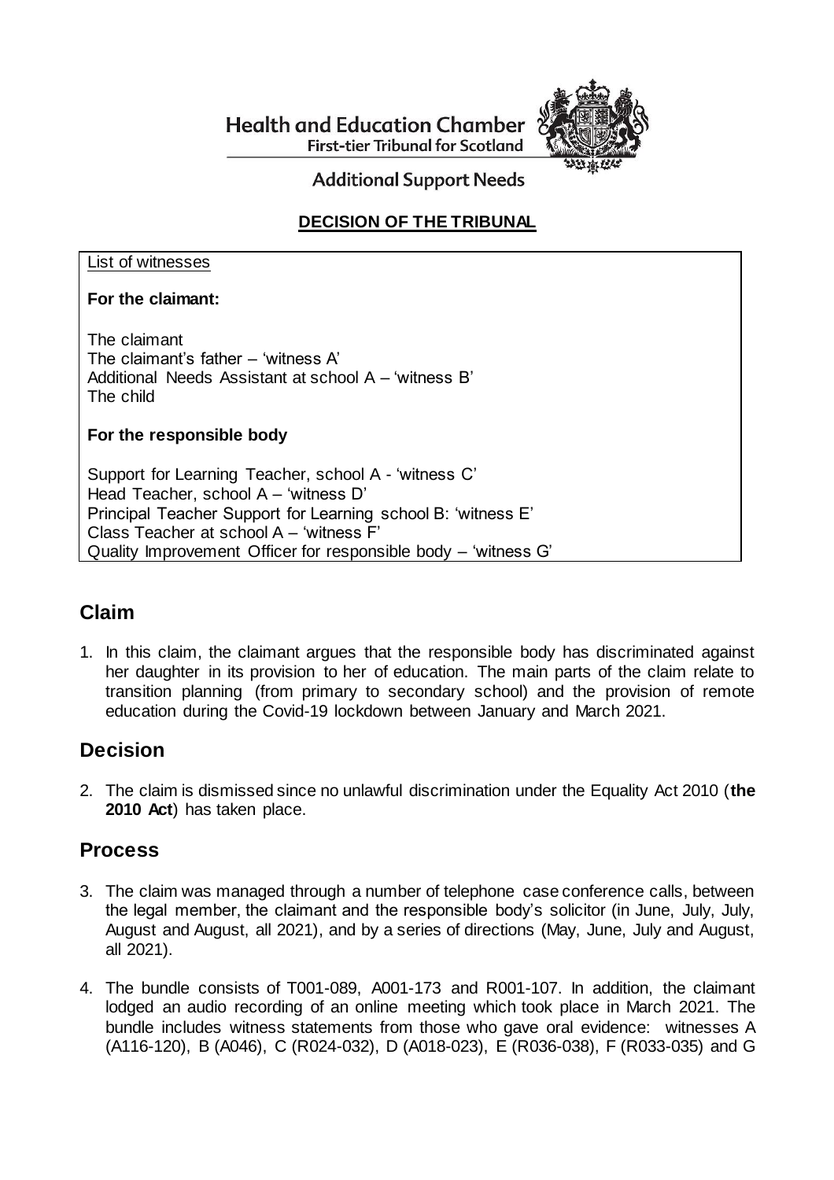Health and Education Chamber
First-tier Tribunal for Scotland

Additional Support Needs

**DECISION OF THE TRIBUNAL**

List of witnesses

**For the claimant:**

The claimant
The claimant's father – 'witness A'
Additional Needs Assistant at school A – 'witness B'
The child

**For the responsible body**

Support for Learning Teacher, school A - 'witness C'
Head Teacher, school A – 'witness D'
Principal Teacher Support for Learning school B: 'witness E'
Class Teacher at school A – 'witness F'
Quality Improvement Officer for responsible body – 'witness G'

## Claim

1. In this claim, the claimant argues that the responsible body has discriminated against her daughter in its provision to her of education. The main parts of the claim relate to transition planning (from primary to secondary school) and the provision of remote education during the Covid-19 lockdown between January and March 2021.

## Decision

2. The claim is dismissed since no unlawful discrimination under the Equality Act 2010 (**the 2010 Act**) has taken place.

## Process

3. The claim was managed through a number of telephone case conference calls, between the legal member, the claimant and the responsible body's solicitor (in June, July, July, August and August, all 2021), and by a series of directions (May, June, July and August, all 2021).

4. The bundle consists of T001-089, A001-173 and R001-107. In addition, the claimant lodged an audio recording of an online meeting which took place in March 2021. The bundle includes witness statements from those who gave oral evidence: witnesses A (A116-120), B (A046), C (R024-032), D (A018-023), E (R036-038), F (R033-035) and G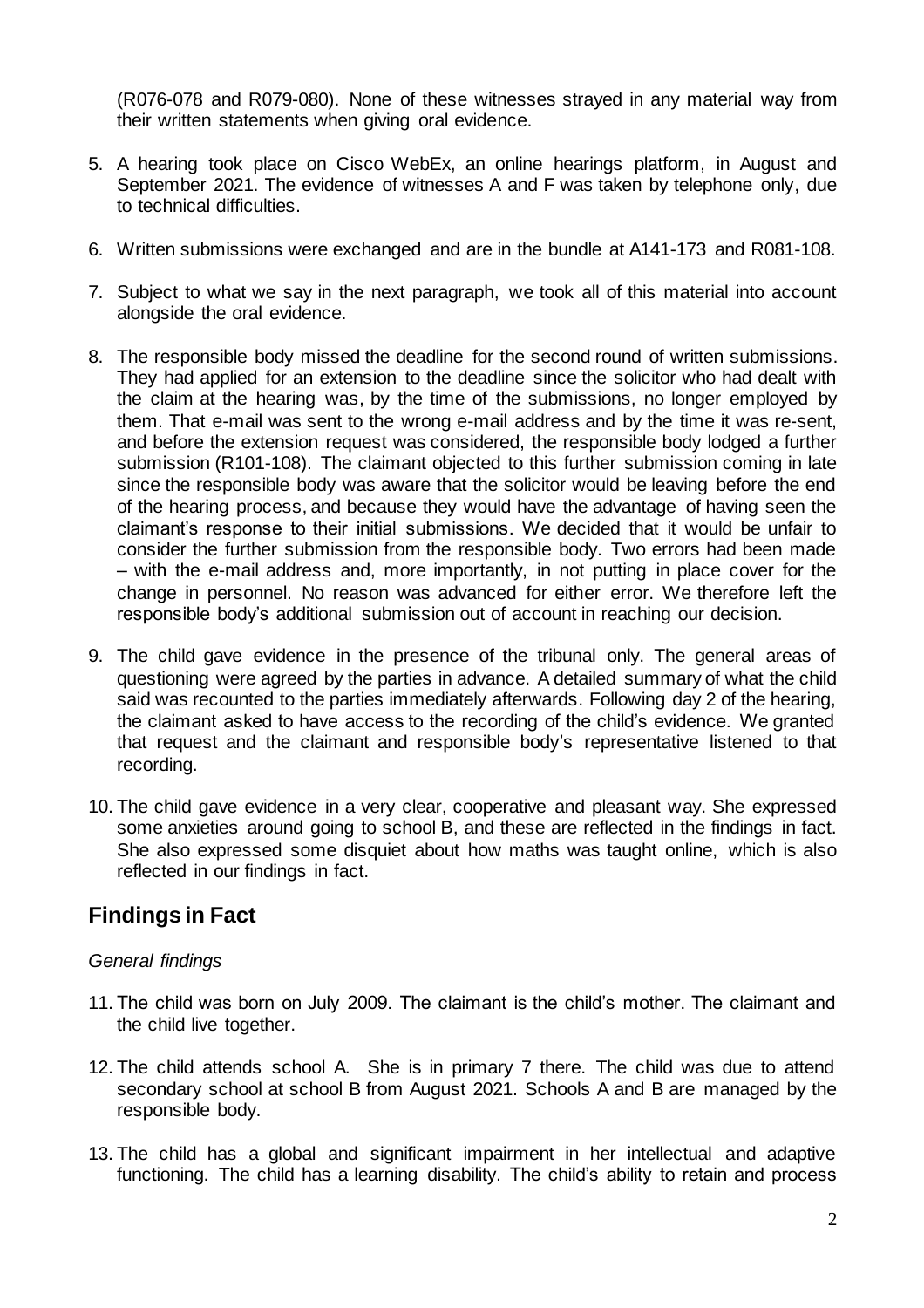(R076-078 and R079-080). None of these witnesses strayed in any material way from their written statements when giving oral evidence.

5. A hearing took place on Cisco WebEx, an online hearings platform, in August and September 2021. The evidence of witnesses A and F was taken by telephone only, due to technical difficulties.

6. Written submissions were exchanged and are in the bundle at A141-173 and R081-108.

7. Subject to what we say in the next paragraph, we took all of this material into account alongside the oral evidence.

8. The responsible body missed the deadline for the second round of written submissions. They had applied for an extension to the deadline since the solicitor who had dealt with the claim at the hearing was, by the time of the submissions, no longer employed by them. That e-mail was sent to the wrong e-mail address and by the time it was re-sent, and before the extension request was considered, the responsible body lodged a further submission (R101-108). The claimant objected to this further submission coming in late since the responsible body was aware that the solicitor would be leaving before the end of the hearing process, and because they would have the advantage of having seen the claimant's response to their initial submissions. We decided that it would be unfair to consider the further submission from the responsible body. Two errors had been made – with the e-mail address and, more importantly, in not putting in place cover for the change in personnel. No reason was advanced for either error. We therefore left the responsible body's additional submission out of account in reaching our decision.

9. The child gave evidence in the presence of the tribunal only. The general areas of questioning were agreed by the parties in advance. A detailed summary of what the child said was recounted to the parties immediately afterwards. Following day 2 of the hearing, the claimant asked to have access to the recording of the child's evidence. We granted that request and the claimant and responsible body's representative listened to that recording.

10. The child gave evidence in a very clear, cooperative and pleasant way. She expressed some anxieties around going to school B, and these are reflected in the findings in fact. She also expressed some disquiet about how maths was taught online, which is also reflected in our findings in fact.

## Findings in Fact

*General findings*

11. The child was born on July 2009. The claimant is the child's mother. The claimant and the child live together.

12. The child attends school A. She is in primary 7 there. The child was due to attend secondary school at school B from August 2021. Schools A and B are managed by the responsible body.

13. The child has a global and significant impairment in her intellectual and adaptive functioning. The child has a learning disability. The child's ability to retain and process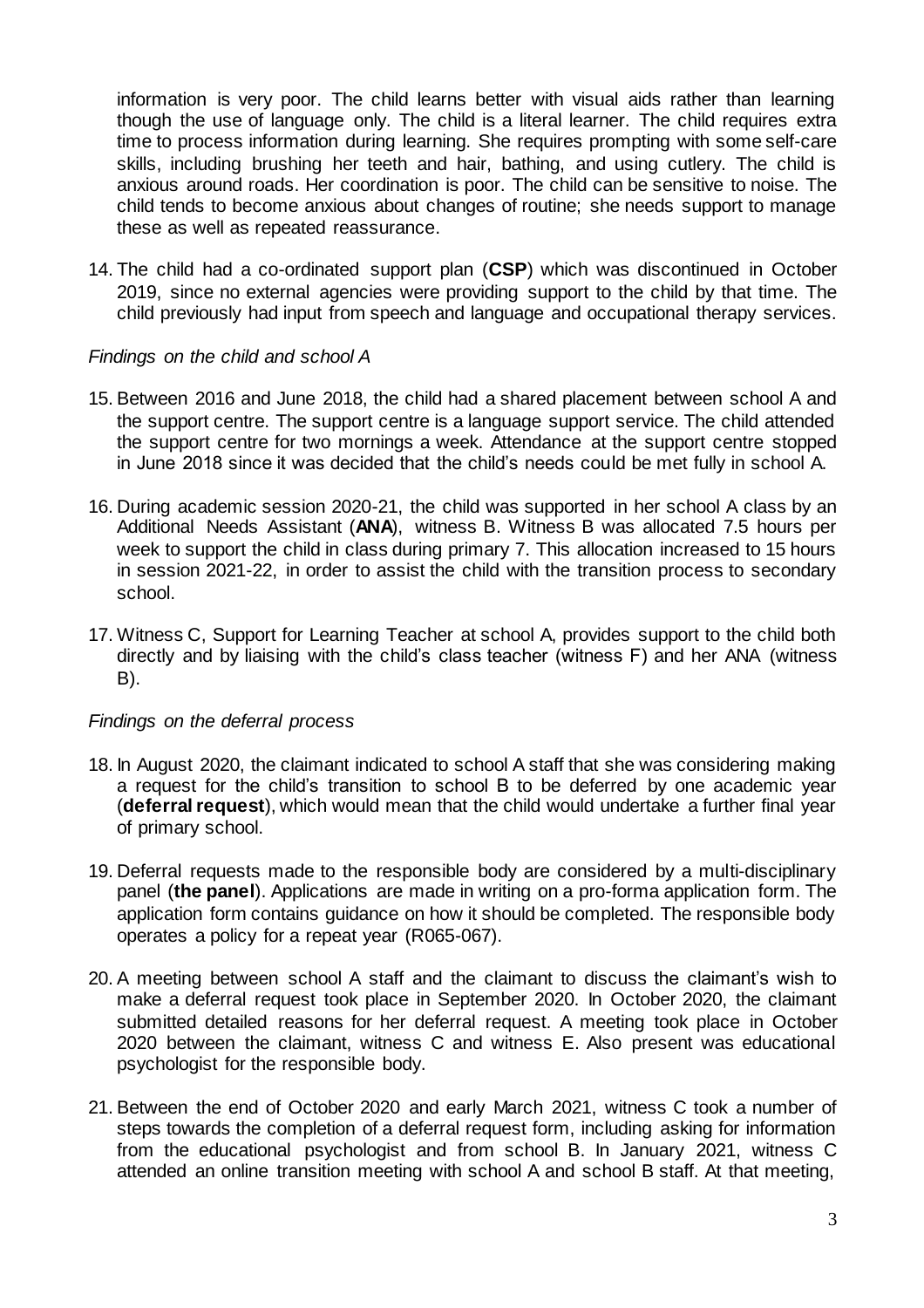information is very poor. The child learns better with visual aids rather than learning though the use of language only. The child is a literal learner. The child requires extra time to process information during learning. She requires prompting with some self-care skills, including brushing her teeth and hair, bathing, and using cutlery. The child is anxious around roads. Her coordination is poor. The child can be sensitive to noise. The child tends to become anxious about changes of routine; she needs support to manage these as well as repeated reassurance.

14. The child had a co-ordinated support plan (**CSP**) which was discontinued in October 2019, since no external agencies were providing support to the child by that time. The child previously had input from speech and language and occupational therapy services.

*Findings on the child and school A*

15. Between 2016 and June 2018, the child had a shared placement between school A and the support centre. The support centre is a language support service. The child attended the support centre for two mornings a week. Attendance at the support centre stopped in June 2018 since it was decided that the child's needs could be met fully in school A.

16. During academic session 2020-21, the child was supported in her school A class by an Additional Needs Assistant (**ANA**), witness B. Witness B was allocated 7.5 hours per week to support the child in class during primary 7. This allocation increased to 15 hours in session 2021-22, in order to assist the child with the transition process to secondary school.

17. Witness C, Support for Learning Teacher at school A, provides support to the child both directly and by liaising with the child's class teacher (witness F) and her ANA (witness B).

*Findings on the deferral process*

18. In August 2020, the claimant indicated to school A staff that she was considering making a request for the child's transition to school B to be deferred by one academic year (**deferral request**), which would mean that the child would undertake a further final year of primary school.

19. Deferral requests made to the responsible body are considered by a multi-disciplinary panel (**the panel**). Applications are made in writing on a pro-forma application form. The application form contains guidance on how it should be completed. The responsible body operates a policy for a repeat year (R065-067).

20. A meeting between school A staff and the claimant to discuss the claimant's wish to make a deferral request took place in September 2020. In October 2020, the claimant submitted detailed reasons for her deferral request. A meeting took place in October 2020 between the claimant, witness C and witness E. Also present was educational psychologist for the responsible body.

21. Between the end of October 2020 and early March 2021, witness C took a number of steps towards the completion of a deferral request form, including asking for information from the educational psychologist and from school B. In January 2021, witness C attended an online transition meeting with school A and school B staff. At that meeting,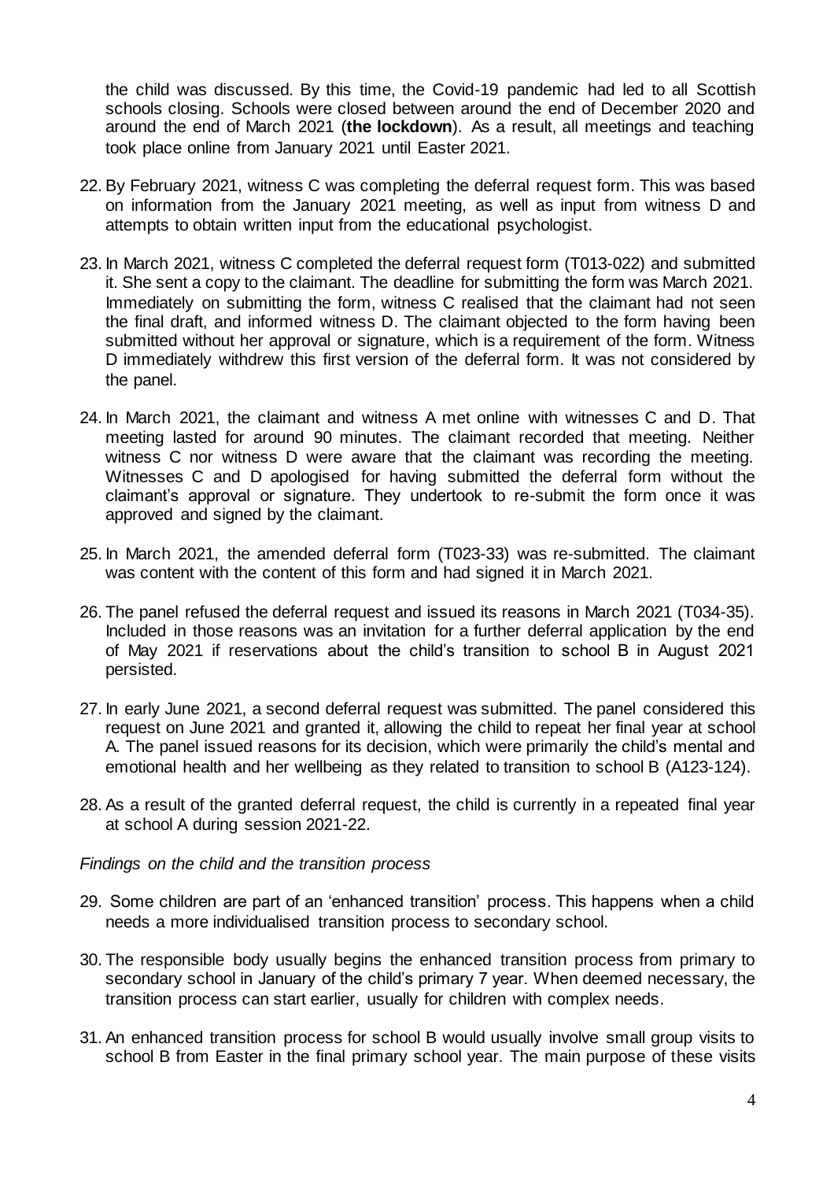the child was discussed. By this time, the Covid-19 pandemic had led to all Scottish schools closing. Schools were closed between around the end of December 2020 and around the end of March 2021 (**the lockdown**). As a result, all meetings and teaching took place online from January 2021 until Easter 2021.

22. By February 2021, witness C was completing the deferral request form. This was based on information from the January 2021 meeting, as well as input from witness D and attempts to obtain written input from the educational psychologist.

23. In March 2021, witness C completed the deferral request form (T013-022) and submitted it. She sent a copy to the claimant. The deadline for submitting the form was March 2021. Immediately on submitting the form, witness C realised that the claimant had not seen the final draft, and informed witness D. The claimant objected to the form having been submitted without her approval or signature, which is a requirement of the form. Witness D immediately withdrew this first version of the deferral form. It was not considered by the panel.

24. In March 2021, the claimant and witness A met online with witnesses C and D. That meeting lasted for around 90 minutes. The claimant recorded that meeting. Neither witness C nor witness D were aware that the claimant was recording the meeting. Witnesses C and D apologised for having submitted the deferral form without the claimant's approval or signature. They undertook to re-submit the form once it was approved and signed by the claimant.

25. In March 2021, the amended deferral form (T023-33) was re-submitted. The claimant was content with the content of this form and had signed it in March 2021.

26. The panel refused the deferral request and issued its reasons in March 2021 (T034-35). Included in those reasons was an invitation for a further deferral application by the end of May 2021 if reservations about the child's transition to school B in August 2021 persisted.

27. In early June 2021, a second deferral request was submitted. The panel considered this request on June 2021 and granted it, allowing the child to repeat her final year at school A. The panel issued reasons for its decision, which were primarily the child's mental and emotional health and her wellbeing as they related to transition to school B (A123-124).

28. As a result of the granted deferral request, the child is currently in a repeated final year at school A during session 2021-22.

*Findings on the child and the transition process*

29. Some children are part of an 'enhanced transition' process. This happens when a child needs a more individualised transition process to secondary school.

30. The responsible body usually begins the enhanced transition process from primary to secondary school in January of the child's primary 7 year. When deemed necessary, the transition process can start earlier, usually for children with complex needs.

31. An enhanced transition process for school B would usually involve small group visits to school B from Easter in the final primary school year. The main purpose of these visits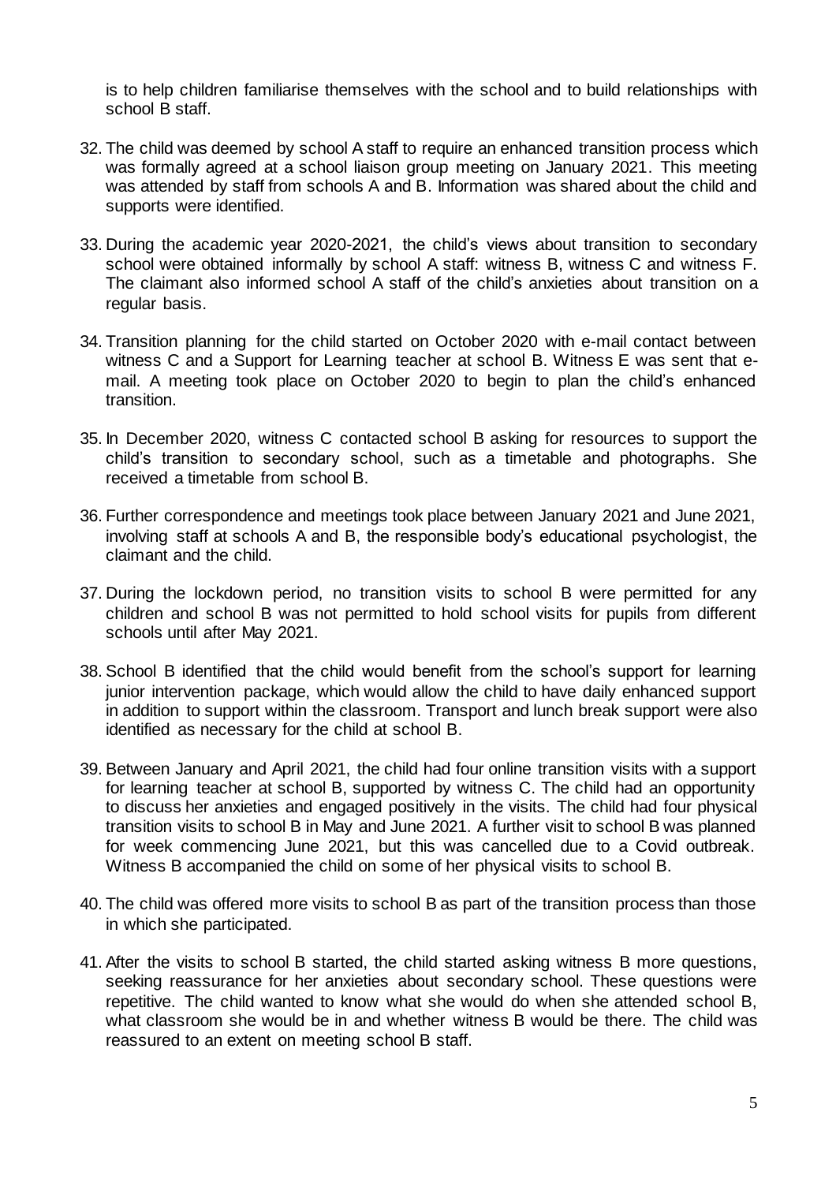is to help children familiarise themselves with the school and to build relationships with school B staff.

32. The child was deemed by school A staff to require an enhanced transition process which was formally agreed at a school liaison group meeting on January 2021. This meeting was attended by staff from schools A and B. Information was shared about the child and supports were identified.

33. During the academic year 2020-2021, the child's views about transition to secondary school were obtained informally by school A staff: witness B, witness C and witness F. The claimant also informed school A staff of the child's anxieties about transition on a regular basis.

34. Transition planning for the child started on October 2020 with e-mail contact between witness C and a Support for Learning teacher at school B. Witness E was sent that e-mail. A meeting took place on October 2020 to begin to plan the child's enhanced transition.

35. In December 2020, witness C contacted school B asking for resources to support the child's transition to secondary school, such as a timetable and photographs. She received a timetable from school B.

36. Further correspondence and meetings took place between January 2021 and June 2021, involving staff at schools A and B, the responsible body's educational psychologist, the claimant and the child.

37. During the lockdown period, no transition visits to school B were permitted for any children and school B was not permitted to hold school visits for pupils from different schools until after May 2021.

38. School B identified that the child would benefit from the school's support for learning junior intervention package, which would allow the child to have daily enhanced support in addition to support within the classroom. Transport and lunch break support were also identified as necessary for the child at school B.

39. Between January and April 2021, the child had four online transition visits with a support for learning teacher at school B, supported by witness C. The child had an opportunity to discuss her anxieties and engaged positively in the visits. The child had four physical transition visits to school B in May and June 2021. A further visit to school B was planned for week commencing June 2021, but this was cancelled due to a Covid outbreak. Witness B accompanied the child on some of her physical visits to school B.

40. The child was offered more visits to school B as part of the transition process than those in which she participated.

41. After the visits to school B started, the child started asking witness B more questions, seeking reassurance for her anxieties about secondary school. These questions were repetitive. The child wanted to know what she would do when she attended school B, what classroom she would be in and whether witness B would be there. The child was reassured to an extent on meeting school B staff.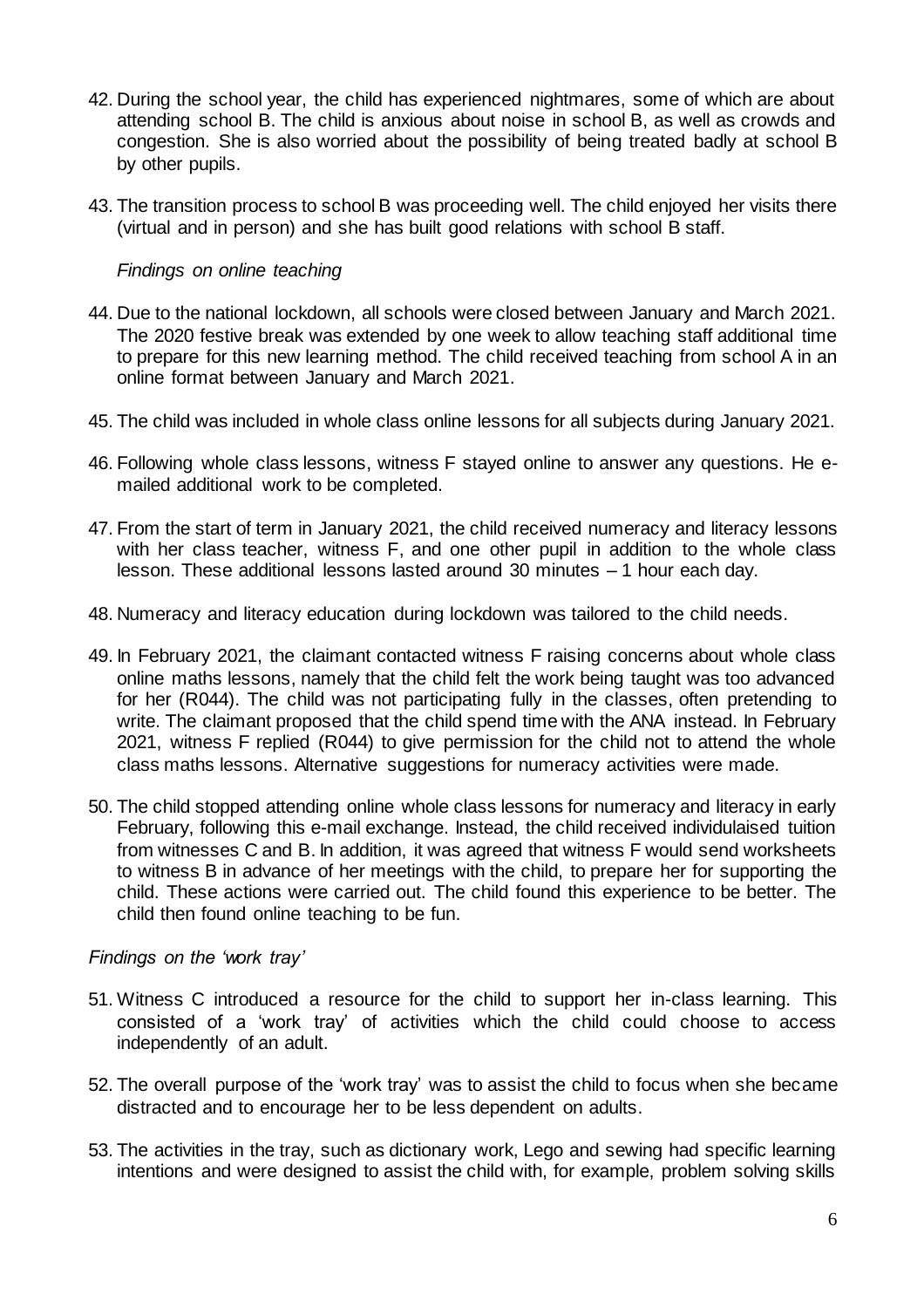42. During the school year, the child has experienced nightmares, some of which are about attending school B. The child is anxious about noise in school B, as well as crowds and congestion. She is also worried about the possibility of being treated badly at school B by other pupils.

43. The transition process to school B was proceeding well. The child enjoyed her visits there (virtual and in person) and she has built good relations with school B staff.

*Findings on online teaching*

44. Due to the national lockdown, all schools were closed between January and March 2021. The 2020 festive break was extended by one week to allow teaching staff additional time to prepare for this new learning method. The child received teaching from school A in an online format between January and March 2021.

45. The child was included in whole class online lessons for all subjects during January 2021.

46. Following whole class lessons, witness F stayed online to answer any questions. He e-mailed additional work to be completed.

47. From the start of term in January 2021, the child received numeracy and literacy lessons with her class teacher, witness F, and one other pupil in addition to the whole class lesson. These additional lessons lasted around 30 minutes – 1 hour each day.

48. Numeracy and literacy education during lockdown was tailored to the child needs.

49. In February 2021, the claimant contacted witness F raising concerns about whole class online maths lessons, namely that the child felt the work being taught was too advanced for her (R044). The child was not participating fully in the classes, often pretending to write. The claimant proposed that the child spend time with the ANA instead. In February 2021, witness F replied (R044) to give permission for the child not to attend the whole class maths lessons. Alternative suggestions for numeracy activities were made.

50. The child stopped attending online whole class lessons for numeracy and literacy in early February, following this e-mail exchange. Instead, the child received individulaised tuition from witnesses C and B. In addition, it was agreed that witness F would send worksheets to witness B in advance of her meetings with the child, to prepare her for supporting the child. These actions were carried out. The child found this experience to be better. The child then found online teaching to be fun.

*Findings on the 'work tray'*

51. Witness C introduced a resource for the child to support her in-class learning. This consisted of a 'work tray' of activities which the child could choose to access independently of an adult.

52. The overall purpose of the 'work tray' was to assist the child to focus when she became distracted and to encourage her to be less dependent on adults.

53. The activities in the tray, such as dictionary work, Lego and sewing had specific learning intentions and were designed to assist the child with, for example, problem solving skills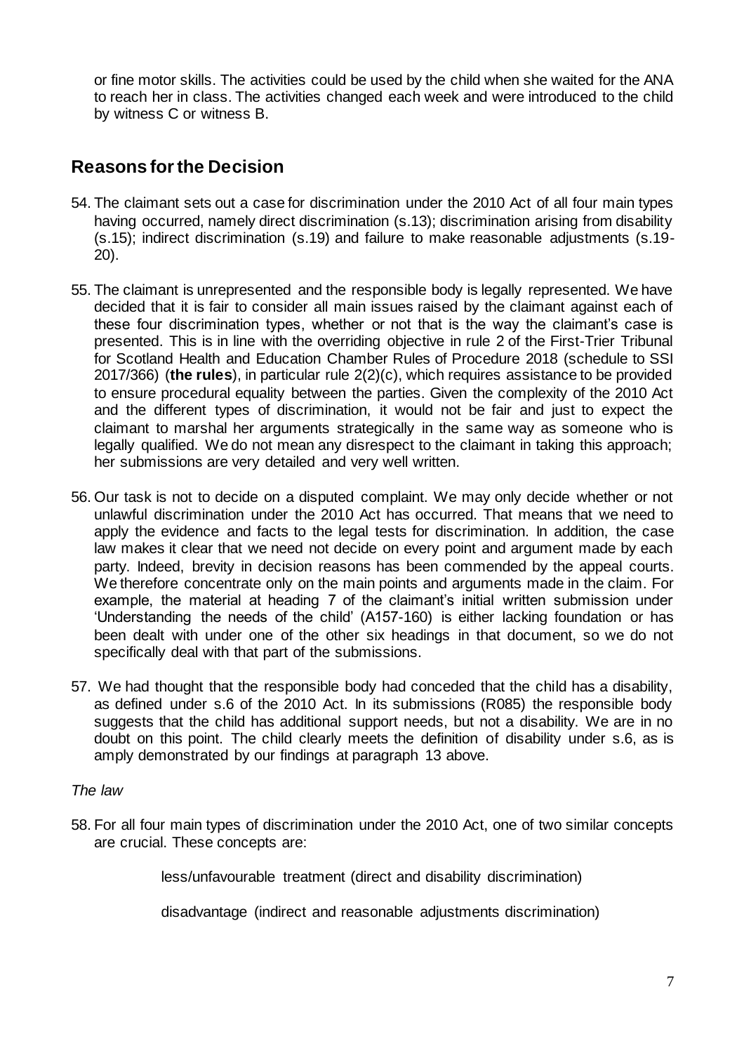or fine motor skills. The activities could be used by the child when she waited for the ANA to reach her in class. The activities changed each week and were introduced to the child by witness C or witness B.

## Reasons for the Decision

54. The claimant sets out a case for discrimination under the 2010 Act of all four main types having occurred, namely direct discrimination (s.13); discrimination arising from disability (s.15); indirect discrimination (s.19) and failure to make reasonable adjustments (s.19-20).

55. The claimant is unrepresented and the responsible body is legally represented. We have decided that it is fair to consider all main issues raised by the claimant against each of these four discrimination types, whether or not that is the way the claimant's case is presented. This is in line with the overriding objective in rule 2 of the First-Trier Tribunal for Scotland Health and Education Chamber Rules of Procedure 2018 (schedule to SSI 2017/366) (**the rules**), in particular rule 2(2)(c), which requires assistance to be provided to ensure procedural equality between the parties. Given the complexity of the 2010 Act and the different types of discrimination, it would not be fair and just to expect the claimant to marshal her arguments strategically in the same way as someone who is legally qualified. We do not mean any disrespect to the claimant in taking this approach; her submissions are very detailed and very well written.

56. Our task is not to decide on a disputed complaint. We may only decide whether or not unlawful discrimination under the 2010 Act has occurred. That means that we need to apply the evidence and facts to the legal tests for discrimination. In addition, the case law makes it clear that we need not decide on every point and argument made by each party. Indeed, brevity in decision reasons has been commended by the appeal courts. We therefore concentrate only on the main points and arguments made in the claim. For example, the material at heading 7 of the claimant's initial written submission under 'Understanding the needs of the child' (A157-160) is either lacking foundation or has been dealt with under one of the other six headings in that document, so we do not specifically deal with that part of the submissions.

57. We had thought that the responsible body had conceded that the child has a disability, as defined under s.6 of the 2010 Act. In its submissions (R085) the responsible body suggests that the child has additional support needs, but not a disability. We are in no doubt on this point. The child clearly meets the definition of disability under s.6, as is amply demonstrated by our findings at paragraph 13 above.

*The law*

58. For all four main types of discrimination under the 2010 Act, one of two similar concepts are crucial. These concepts are:

    less/unfavourable treatment (direct and disability discrimination)

    disadvantage (indirect and reasonable adjustments discrimination)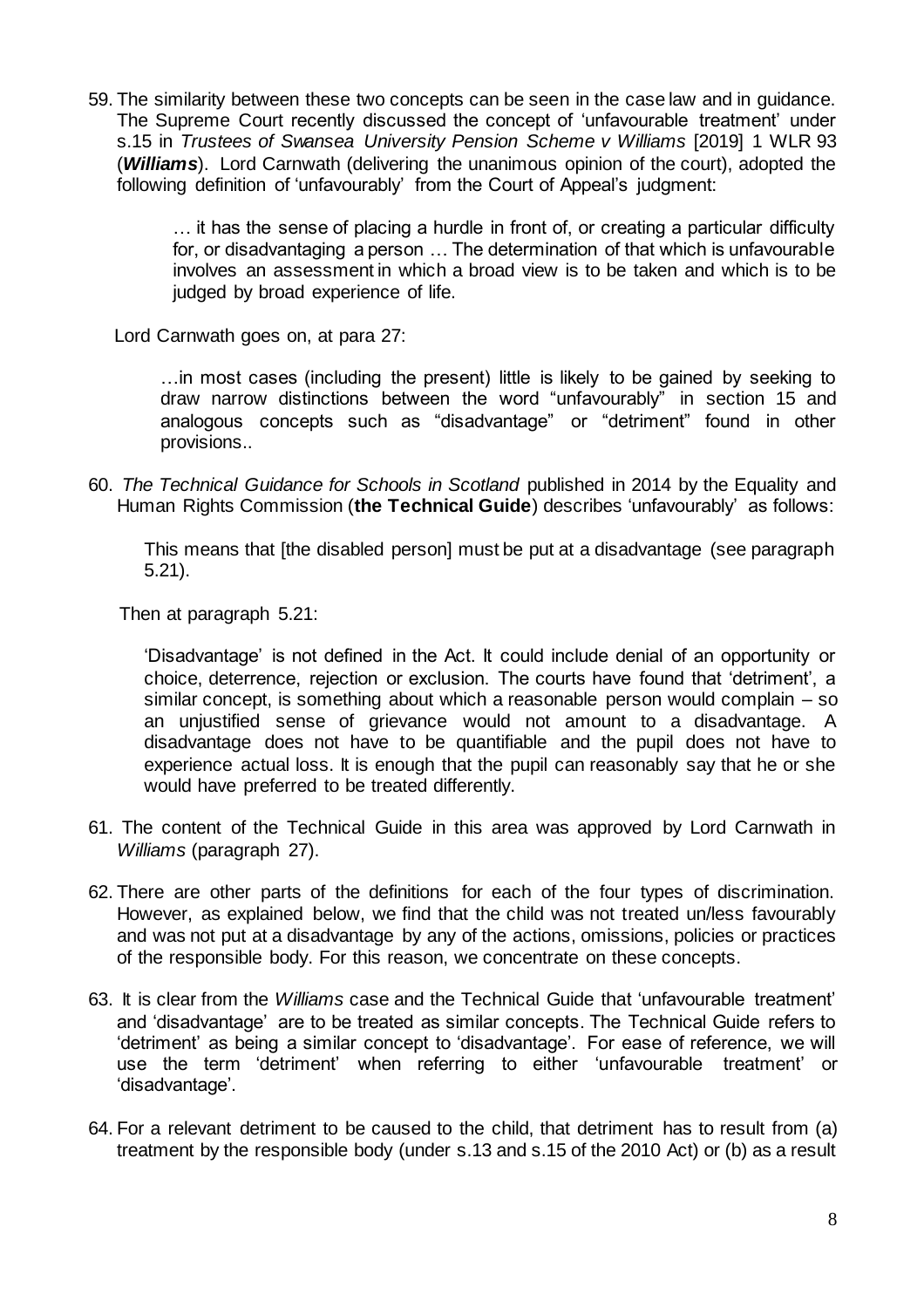59. The similarity between these two concepts can be seen in the case law and in guidance. The Supreme Court recently discussed the concept of 'unfavourable treatment' under s.15 in *Trustees of Swansea University Pension Scheme v Williams* [2019] 1 WLR 93 (***Williams***). Lord Carnwath (delivering the unanimous opinion of the court), adopted the following definition of 'unfavourably' from the Court of Appeal's judgment:

> … it has the sense of placing a hurdle in front of, or creating a particular difficulty for, or disadvantaging a person … The determination of that which is unfavourable involves an assessment in which a broad view is to be taken and which is to be judged by broad experience of life.

Lord Carnwath goes on, at para 27:

> …in most cases (including the present) little is likely to be gained by seeking to draw narrow distinctions between the word "unfavourably" in section 15 and analogous concepts such as "disadvantage" or "detriment" found in other provisions..

60. *The Technical Guidance for Schools in Scotland* published in 2014 by the Equality and Human Rights Commission (**the Technical Guide**) describes 'unfavourably' as follows:

> This means that [the disabled person] must be put at a disadvantage (see paragraph 5.21).

Then at paragraph 5.21:

> 'Disadvantage' is not defined in the Act. It could include denial of an opportunity or choice, deterrence, rejection or exclusion. The courts have found that 'detriment', a similar concept, is something about which a reasonable person would complain – so an unjustified sense of grievance would not amount to a disadvantage. A disadvantage does not have to be quantifiable and the pupil does not have to experience actual loss. It is enough that the pupil can reasonably say that he or she would have preferred to be treated differently.

61. The content of the Technical Guide in this area was approved by Lord Carnwath in *Williams* (paragraph 27).

62. There are other parts of the definitions for each of the four types of discrimination. However, as explained below, we find that the child was not treated un/less favourably and was not put at a disadvantage by any of the actions, omissions, policies or practices of the responsible body. For this reason, we concentrate on these concepts.

63. It is clear from the *Williams* case and the Technical Guide that 'unfavourable treatment' and 'disadvantage' are to be treated as similar concepts. The Technical Guide refers to 'detriment' as being a similar concept to 'disadvantage'. For ease of reference, we will use the term 'detriment' when referring to either 'unfavourable treatment' or 'disadvantage'.

64. For a relevant detriment to be caused to the child, that detriment has to result from (a) treatment by the responsible body (under s.13 and s.15 of the 2010 Act) or (b) as a result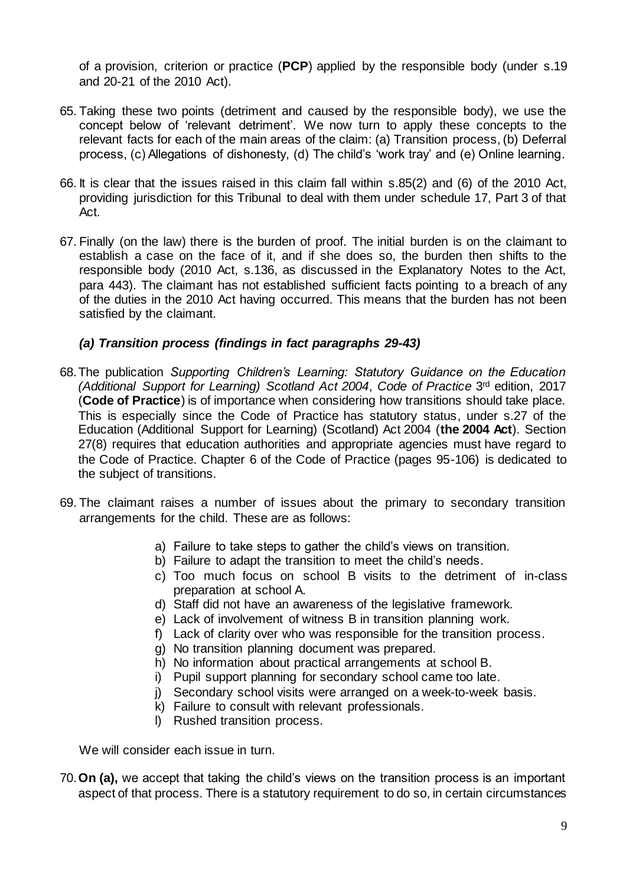of a provision, criterion or practice (**PCP**) applied by the responsible body (under s.19 and 20-21 of the 2010 Act).

65. Taking these two points (detriment and caused by the responsible body), we use the concept below of 'relevant detriment'. We now turn to apply these concepts to the relevant facts for each of the main areas of the claim: (a) Transition process, (b) Deferral process, (c) Allegations of dishonesty, (d) The child's 'work tray' and (e) Online learning.

66. It is clear that the issues raised in this claim fall within s.85(2) and (6) of the 2010 Act, providing jurisdiction for this Tribunal to deal with them under schedule 17, Part 3 of that Act.

67. Finally (on the law) there is the burden of proof. The initial burden is on the claimant to establish a case on the face of it, and if she does so, the burden then shifts to the responsible body (2010 Act, s.136, as discussed in the Explanatory Notes to the Act, para 443). The claimant has not established sufficient facts pointing to a breach of any of the duties in the 2010 Act having occurred. This means that the burden has not been satisfied by the claimant.

### *(a) Transition process (findings in fact paragraphs 29-43)*

68. The publication *Supporting Children's Learning: Statutory Guidance on the Education (Additional Support for Learning) Scotland Act 2004*, *Code of Practice* 3rd edition, 2017 (**Code of Practice**) is of importance when considering how transitions should take place. This is especially since the Code of Practice has statutory status, under s.27 of the Education (Additional Support for Learning) (Scotland) Act 2004 (**the 2004 Act**). Section 27(8) requires that education authorities and appropriate agencies must have regard to the Code of Practice. Chapter 6 of the Code of Practice (pages 95-106) is dedicated to the subject of transitions.

69. The claimant raises a number of issues about the primary to secondary transition arrangements for the child. These are as follows:

    a) Failure to take steps to gather the child's views on transition.
    b) Failure to adapt the transition to meet the child's needs.
    c) Too much focus on school B visits to the detriment of in-class preparation at school A.
    d) Staff did not have an awareness of the legislative framework.
    e) Lack of involvement of witness B in transition planning work.
    f) Lack of clarity over who was responsible for the transition process.
    g) No transition planning document was prepared.
    h) No information about practical arrangements at school B.
    i) Pupil support planning for secondary school came too late.
    j) Secondary school visits were arranged on a week-to-week basis.
    k) Failure to consult with relevant professionals.
    l) Rushed transition process.

    We will consider each issue in turn.

70. **On (a),** we accept that taking the child's views on the transition process is an important aspect of that process. There is a statutory requirement to do so, in certain circumstances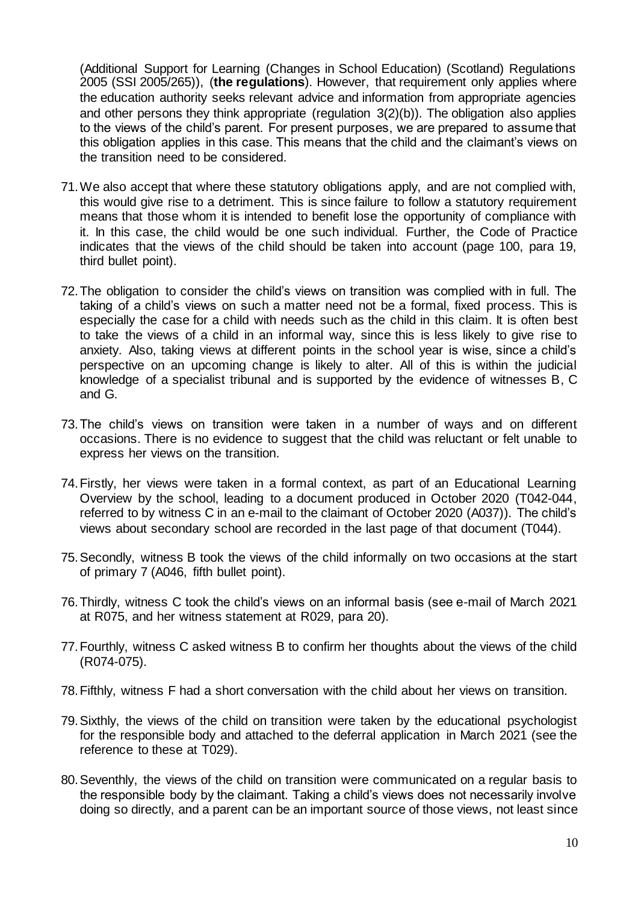(Additional Support for Learning (Changes in School Education) (Scotland) Regulations 2005 (SSI 2005/265)), (**the regulations**). However, that requirement only applies where the education authority seeks relevant advice and information from appropriate agencies and other persons they think appropriate (regulation 3(2)(b)). The obligation also applies to the views of the child's parent. For present purposes, we are prepared to assume that this obligation applies in this case. This means that the child and the claimant's views on the transition need to be considered.

71. We also accept that where these statutory obligations apply, and are not complied with, this would give rise to a detriment. This is since failure to follow a statutory requirement means that those whom it is intended to benefit lose the opportunity of compliance with it. In this case, the child would be one such individual. Further, the Code of Practice indicates that the views of the child should be taken into account (page 100, para 19, third bullet point).

72. The obligation to consider the child's views on transition was complied with in full. The taking of a child's views on such a matter need not be a formal, fixed process. This is especially the case for a child with needs such as the child in this claim. It is often best to take the views of a child in an informal way, since this is less likely to give rise to anxiety. Also, taking views at different points in the school year is wise, since a child's perspective on an upcoming change is likely to alter. All of this is within the judicial knowledge of a specialist tribunal and is supported by the evidence of witnesses B, C and G.

73. The child's views on transition were taken in a number of ways and on different occasions. There is no evidence to suggest that the child was reluctant or felt unable to express her views on the transition.

74. Firstly, her views were taken in a formal context, as part of an Educational Learning Overview by the school, leading to a document produced in October 2020 (T042-044, referred to by witness C in an e-mail to the claimant of October 2020 (A037)). The child's views about secondary school are recorded in the last page of that document (T044).

75. Secondly, witness B took the views of the child informally on two occasions at the start of primary 7 (A046, fifth bullet point).

76. Thirdly, witness C took the child's views on an informal basis (see e-mail of March 2021 at R075, and her witness statement at R029, para 20).

77. Fourthly, witness C asked witness B to confirm her thoughts about the views of the child (R074-075).

78. Fifthly, witness F had a short conversation with the child about her views on transition.

79. Sixthly, the views of the child on transition were taken by the educational psychologist for the responsible body and attached to the deferral application in March 2021 (see the reference to these at T029).

80. Seventhly, the views of the child on transition were communicated on a regular basis to the responsible body by the claimant. Taking a child's views does not necessarily involve doing so directly, and a parent can be an important source of those views, not least since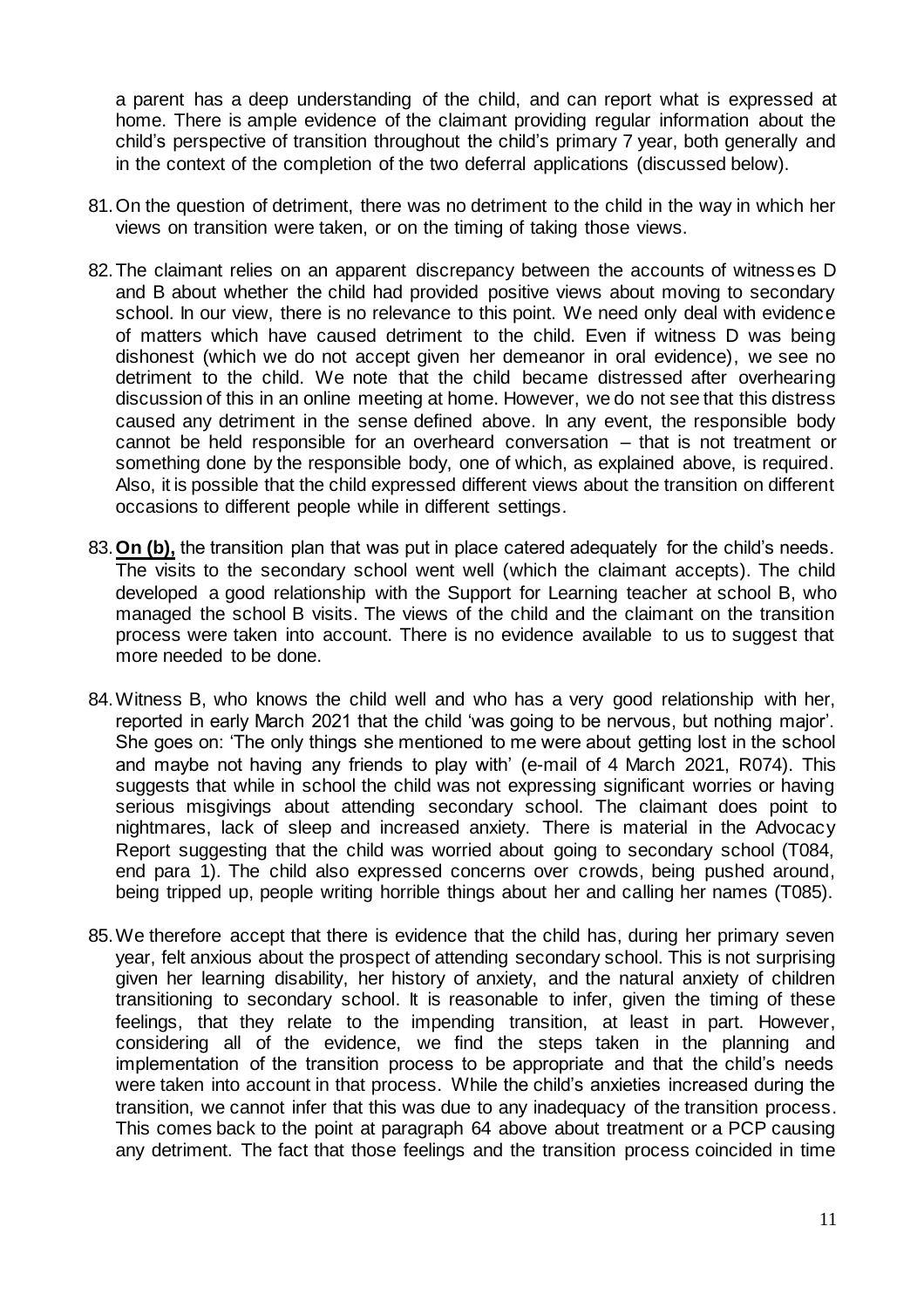a parent has a deep understanding of the child, and can report what is expressed at home. There is ample evidence of the claimant providing regular information about the child's perspective of transition throughout the child's primary 7 year, both generally and in the context of the completion of the two deferral applications (discussed below).

81. On the question of detriment, there was no detriment to the child in the way in which her views on transition were taken, or on the timing of taking those views.

82. The claimant relies on an apparent discrepancy between the accounts of witnesses D and B about whether the child had provided positive views about moving to secondary school. In our view, there is no relevance to this point. We need only deal with evidence of matters which have caused detriment to the child. Even if witness D was being dishonest (which we do not accept given her demeanor in oral evidence), we see no detriment to the child. We note that the child became distressed after overhearing discussion of this in an online meeting at home. However, we do not see that this distress caused any detriment in the sense defined above. In any event, the responsible body cannot be held responsible for an overheard conversation – that is not treatment or something done by the responsible body, one of which, as explained above, is required. Also, it is possible that the child expressed different views about the transition on different occasions to different people while in different settings.

83. **On (b),** the transition plan that was put in place catered adequately for the child's needs. The visits to the secondary school went well (which the claimant accepts). The child developed a good relationship with the Support for Learning teacher at school B, who managed the school B visits. The views of the child and the claimant on the transition process were taken into account. There is no evidence available to us to suggest that more needed to be done.

84. Witness B, who knows the child well and who has a very good relationship with her, reported in early March 2021 that the child 'was going to be nervous, but nothing major'. She goes on: 'The only things she mentioned to me were about getting lost in the school and maybe not having any friends to play with' (e-mail of 4 March 2021, R074). This suggests that while in school the child was not expressing significant worries or having serious misgivings about attending secondary school. The claimant does point to nightmares, lack of sleep and increased anxiety. There is material in the Advocacy Report suggesting that the child was worried about going to secondary school (T084, end para 1). The child also expressed concerns over crowds, being pushed around, being tripped up, people writing horrible things about her and calling her names (T085).

85. We therefore accept that there is evidence that the child has, during her primary seven year, felt anxious about the prospect of attending secondary school. This is not surprising given her learning disability, her history of anxiety, and the natural anxiety of children transitioning to secondary school. It is reasonable to infer, given the timing of these feelings, that they relate to the impending transition, at least in part. However, considering all of the evidence, we find the steps taken in the planning and implementation of the transition process to be appropriate and that the child's needs were taken into account in that process. While the child's anxieties increased during the transition, we cannot infer that this was due to any inadequacy of the transition process. This comes back to the point at paragraph 64 above about treatment or a PCP causing any detriment. The fact that those feelings and the transition process coincided in time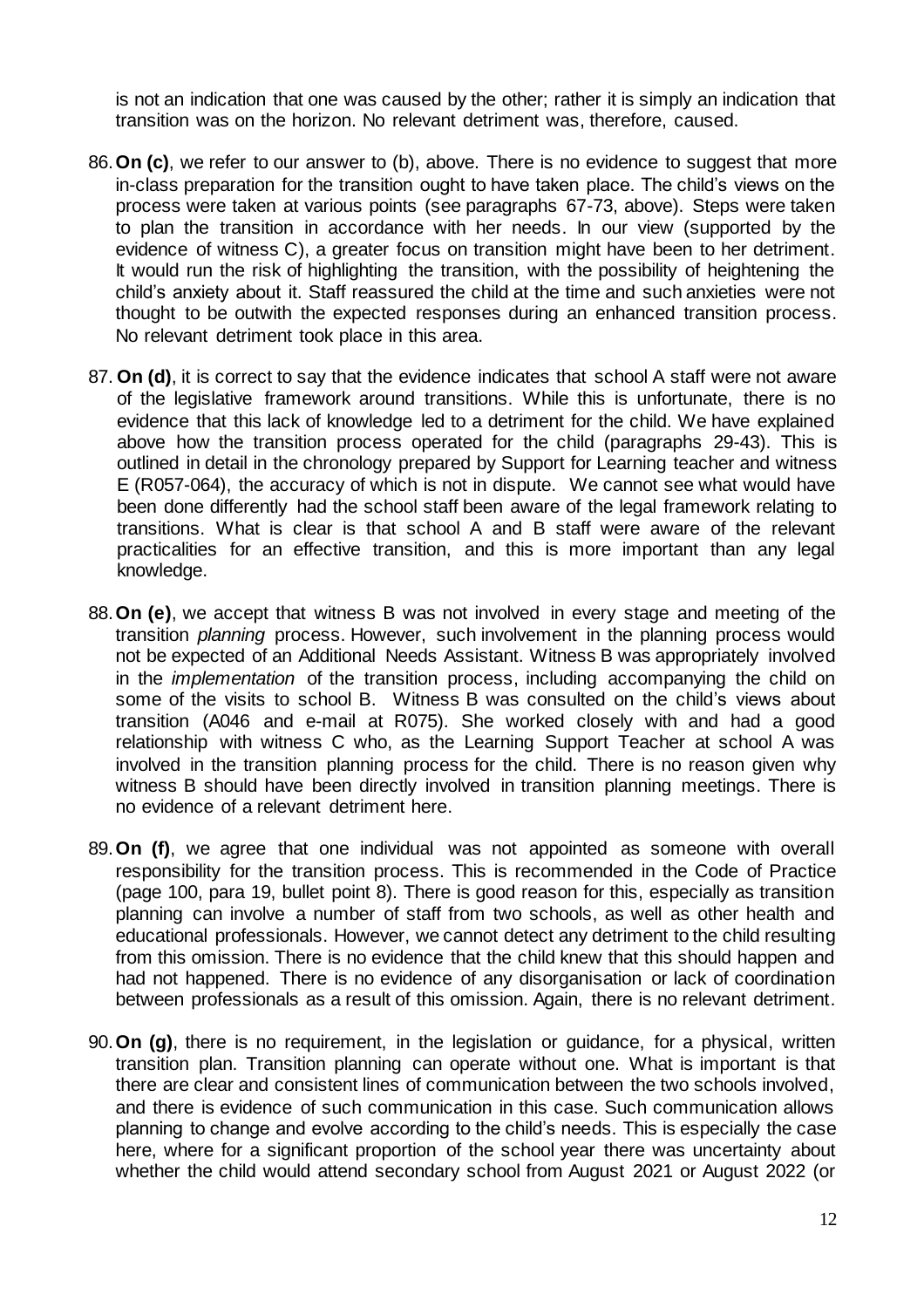is not an indication that one was caused by the other; rather it is simply an indication that transition was on the horizon. No relevant detriment was, therefore, caused.

86. **On (c)**, we refer to our answer to (b), above. There is no evidence to suggest that more in-class preparation for the transition ought to have taken place. The child's views on the process were taken at various points (see paragraphs 67-73, above). Steps were taken to plan the transition in accordance with her needs. In our view (supported by the evidence of witness C), a greater focus on transition might have been to her detriment. It would run the risk of highlighting the transition, with the possibility of heightening the child's anxiety about it. Staff reassured the child at the time and such anxieties were not thought to be outwith the expected responses during an enhanced transition process. No relevant detriment took place in this area.

87. **On (d)**, it is correct to say that the evidence indicates that school A staff were not aware of the legislative framework around transitions. While this is unfortunate, there is no evidence that this lack of knowledge led to a detriment for the child. We have explained above how the transition process operated for the child (paragraphs 29-43). This is outlined in detail in the chronology prepared by Support for Learning teacher and witness E (R057-064), the accuracy of which is not in dispute. We cannot see what would have been done differently had the school staff been aware of the legal framework relating to transitions. What is clear is that school A and B staff were aware of the relevant practicalities for an effective transition, and this is more important than any legal knowledge.

88. **On (e)**, we accept that witness B was not involved in every stage and meeting of the transition *planning* process. However, such involvement in the planning process would not be expected of an Additional Needs Assistant. Witness B was appropriately involved in the *implementation* of the transition process, including accompanying the child on some of the visits to school B. Witness B was consulted on the child's views about transition (A046 and e-mail at R075). She worked closely with and had a good relationship with witness C who, as the Learning Support Teacher at school A was involved in the transition planning process for the child. There is no reason given why witness B should have been directly involved in transition planning meetings. There is no evidence of a relevant detriment here.

89. **On (f)**, we agree that one individual was not appointed as someone with overall responsibility for the transition process. This is recommended in the Code of Practice (page 100, para 19, bullet point 8). There is good reason for this, especially as transition planning can involve a number of staff from two schools, as well as other health and educational professionals. However, we cannot detect any detriment to the child resulting from this omission. There is no evidence that the child knew that this should happen and had not happened. There is no evidence of any disorganisation or lack of coordination between professionals as a result of this omission. Again, there is no relevant detriment.

90. **On (g)**, there is no requirement, in the legislation or guidance, for a physical, written transition plan. Transition planning can operate without one. What is important is that there are clear and consistent lines of communication between the two schools involved, and there is evidence of such communication in this case. Such communication allows planning to change and evolve according to the child's needs. This is especially the case here, where for a significant proportion of the school year there was uncertainty about whether the child would attend secondary school from August 2021 or August 2022 (or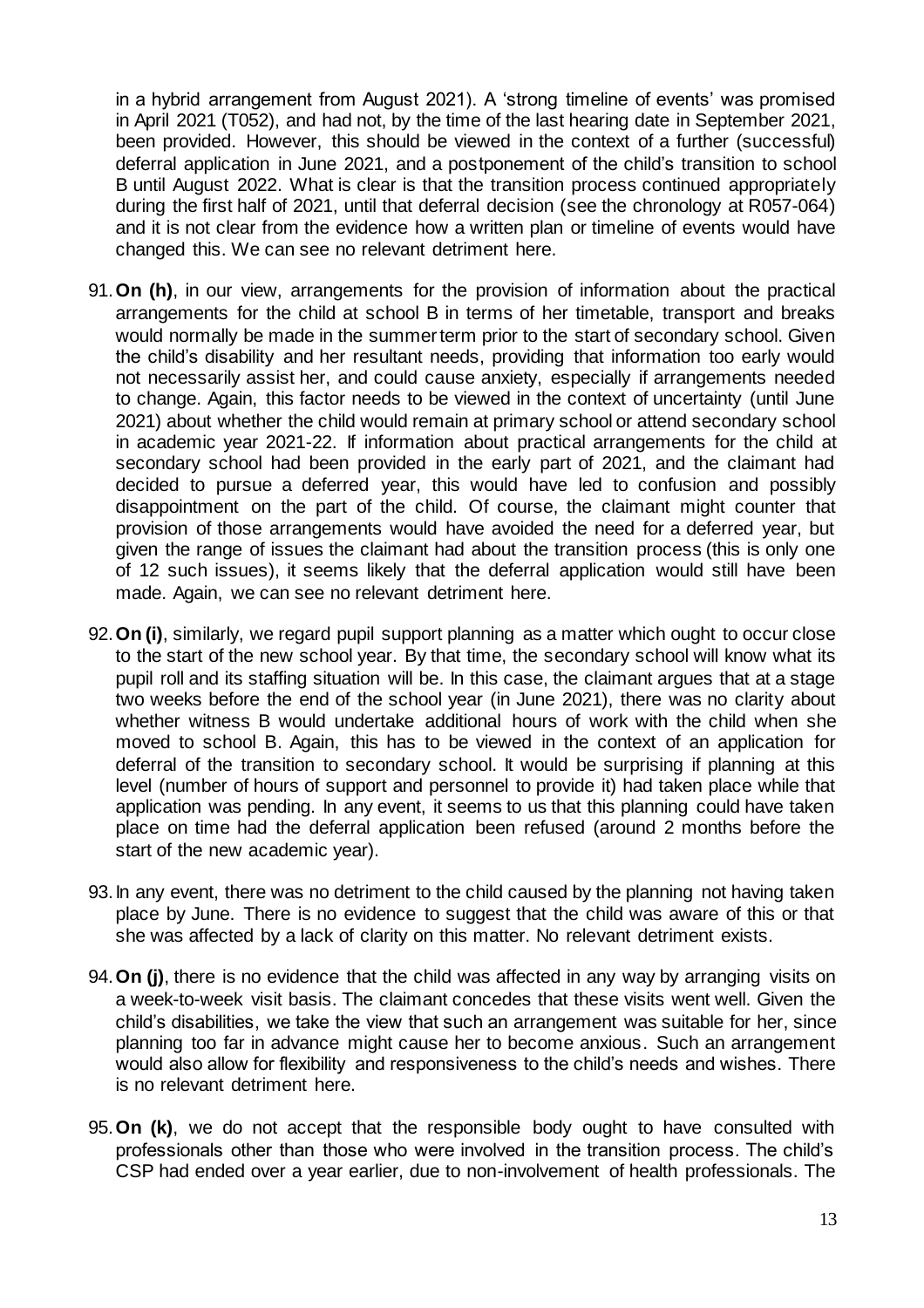in a hybrid arrangement from August 2021). A 'strong timeline of events' was promised in April 2021 (T052), and had not, by the time of the last hearing date in September 2021, been provided. However, this should be viewed in the context of a further (successful) deferral application in June 2021, and a postponement of the child's transition to school B until August 2022. What is clear is that the transition process continued appropriately during the first half of 2021, until that deferral decision (see the chronology at R057-064) and it is not clear from the evidence how a written plan or timeline of events would have changed this. We can see no relevant detriment here.

91. **On (h)**, in our view, arrangements for the provision of information about the practical arrangements for the child at school B in terms of her timetable, transport and breaks would normally be made in the summer term prior to the start of secondary school. Given the child's disability and her resultant needs, providing that information too early would not necessarily assist her, and could cause anxiety, especially if arrangements needed to change. Again, this factor needs to be viewed in the context of uncertainty (until June 2021) about whether the child would remain at primary school or attend secondary school in academic year 2021-22. If information about practical arrangements for the child at secondary school had been provided in the early part of 2021, and the claimant had decided to pursue a deferred year, this would have led to confusion and possibly disappointment on the part of the child. Of course, the claimant might counter that provision of those arrangements would have avoided the need for a deferred year, but given the range of issues the claimant had about the transition process (this is only one of 12 such issues), it seems likely that the deferral application would still have been made. Again, we can see no relevant detriment here.

92. **On (i)**, similarly, we regard pupil support planning as a matter which ought to occur close to the start of the new school year. By that time, the secondary school will know what its pupil roll and its staffing situation will be. In this case, the claimant argues that at a stage two weeks before the end of the school year (in June 2021), there was no clarity about whether witness B would undertake additional hours of work with the child when she moved to school B. Again, this has to be viewed in the context of an application for deferral of the transition to secondary school. It would be surprising if planning at this level (number of hours of support and personnel to provide it) had taken place while that application was pending. In any event, it seems to us that this planning could have taken place on time had the deferral application been refused (around 2 months before the start of the new academic year).

93. In any event, there was no detriment to the child caused by the planning not having taken place by June. There is no evidence to suggest that the child was aware of this or that she was affected by a lack of clarity on this matter. No relevant detriment exists.

94. **On (j)**, there is no evidence that the child was affected in any way by arranging visits on a week-to-week visit basis. The claimant concedes that these visits went well. Given the child's disabilities, we take the view that such an arrangement was suitable for her, since planning too far in advance might cause her to become anxious. Such an arrangement would also allow for flexibility and responsiveness to the child's needs and wishes. There is no relevant detriment here.

95. **On (k)**, we do not accept that the responsible body ought to have consulted with professionals other than those who were involved in the transition process. The child's CSP had ended over a year earlier, due to non-involvement of health professionals. The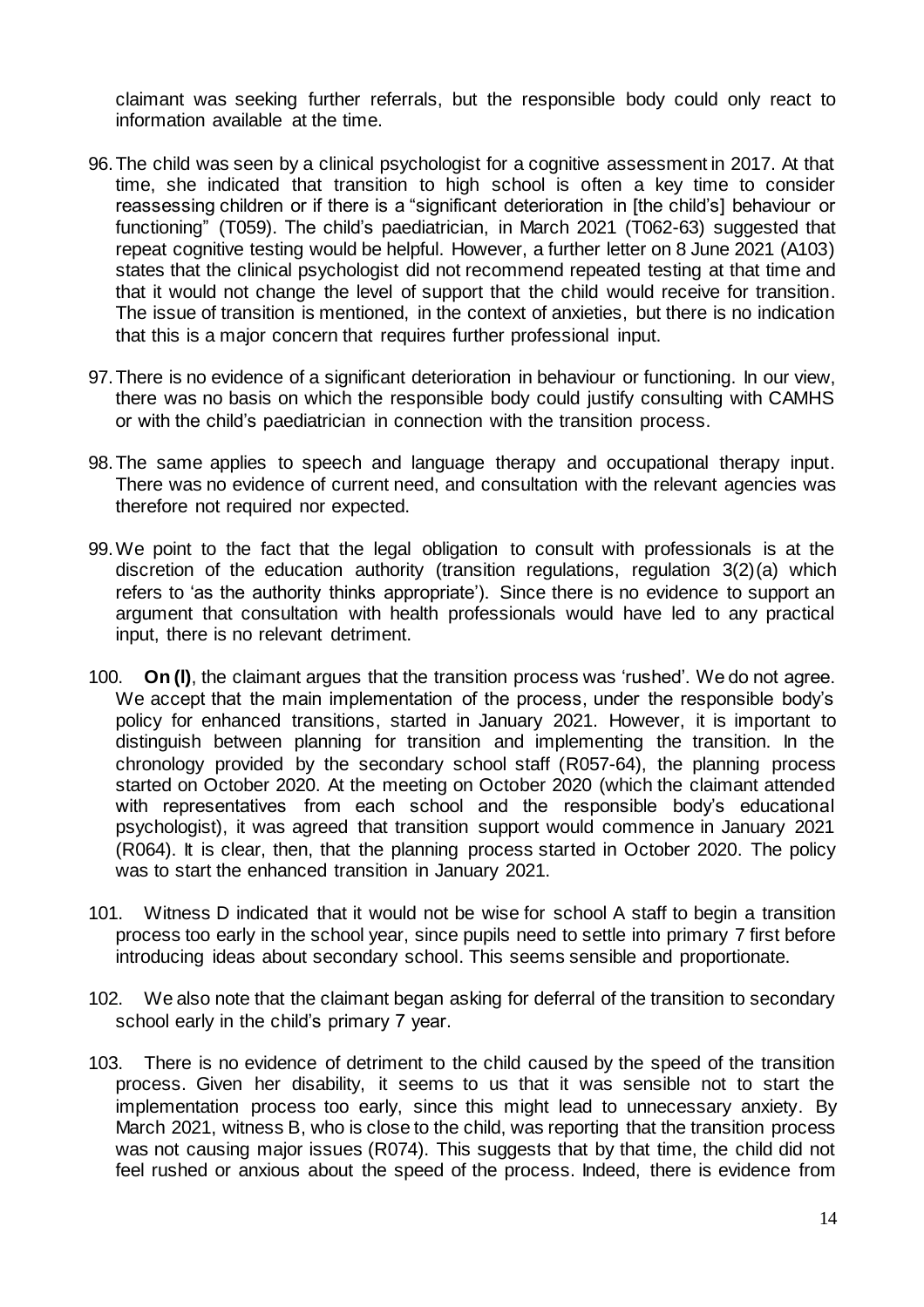claimant was seeking further referrals, but the responsible body could only react to information available at the time.

96. The child was seen by a clinical psychologist for a cognitive assessment in 2017. At that time, she indicated that transition to high school is often a key time to consider reassessing children or if there is a "significant deterioration in [the child's] behaviour or functioning" (T059). The child's paediatrician, in March 2021 (T062-63) suggested that repeat cognitive testing would be helpful. However, a further letter on 8 June 2021 (A103) states that the clinical psychologist did not recommend repeated testing at that time and that it would not change the level of support that the child would receive for transition. The issue of transition is mentioned, in the context of anxieties, but there is no indication that this is a major concern that requires further professional input.

97. There is no evidence of a significant deterioration in behaviour or functioning. In our view, there was no basis on which the responsible body could justify consulting with CAMHS or with the child's paediatrician in connection with the transition process.

98. The same applies to speech and language therapy and occupational therapy input. There was no evidence of current need, and consultation with the relevant agencies was therefore not required nor expected.

99. We point to the fact that the legal obligation to consult with professionals is at the discretion of the education authority (transition regulations, regulation 3(2)(a) which refers to 'as the authority thinks appropriate'). Since there is no evidence to support an argument that consultation with health professionals would have led to any practical input, there is no relevant detriment.

100. **On (l)**, the claimant argues that the transition process was 'rushed'. We do not agree. We accept that the main implementation of the process, under the responsible body's policy for enhanced transitions, started in January 2021. However, it is important to distinguish between planning for transition and implementing the transition. In the chronology provided by the secondary school staff (R057-64), the planning process started on October 2020. At the meeting on October 2020 (which the claimant attended with representatives from each school and the responsible body's educational psychologist), it was agreed that transition support would commence in January 2021 (R064). It is clear, then, that the planning process started in October 2020. The policy was to start the enhanced transition in January 2021.

101. Witness D indicated that it would not be wise for school A staff to begin a transition process too early in the school year, since pupils need to settle into primary 7 first before introducing ideas about secondary school. This seems sensible and proportionate.

102. We also note that the claimant began asking for deferral of the transition to secondary school early in the child's primary 7 year.

103. There is no evidence of detriment to the child caused by the speed of the transition process. Given her disability, it seems to us that it was sensible not to start the implementation process too early, since this might lead to unnecessary anxiety. By March 2021, witness B, who is close to the child, was reporting that the transition process was not causing major issues (R074). This suggests that by that time, the child did not feel rushed or anxious about the speed of the process. Indeed, there is evidence from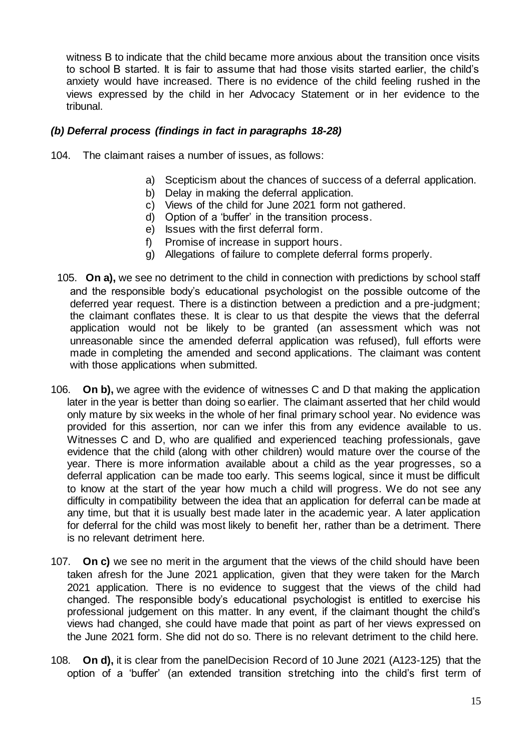witness B to indicate that the child became more anxious about the transition once visits to school B started. It is fair to assume that had those visits started earlier, the child's anxiety would have increased. There is no evidence of the child feeling rushed in the views expressed by the child in her Advocacy Statement or in her evidence to the tribunal.

### *(b) Deferral process (findings in fact in paragraphs 18-28)*

104. The claimant raises a number of issues, as follows:

a) Scepticism about the chances of success of a deferral application.
b) Delay in making the deferral application.
c) Views of the child for June 2021 form not gathered.
d) Option of a 'buffer' in the transition process.
e) Issues with the first deferral form.
f) Promise of increase in support hours.
g) Allegations of failure to complete deferral forms properly.

105. **On a),** we see no detriment to the child in connection with predictions by school staff and the responsible body's educational psychologist on the possible outcome of the deferred year request. There is a distinction between a prediction and a pre-judgment; the claimant conflates these. It is clear to us that despite the views that the deferral application would not be likely to be granted (an assessment which was not unreasonable since the amended deferral application was refused), full efforts were made in completing the amended and second applications. The claimant was content with those applications when submitted.

106. **On b),** we agree with the evidence of witnesses C and D that making the application later in the year is better than doing so earlier. The claimant asserted that her child would only mature by six weeks in the whole of her final primary school year. No evidence was provided for this assertion, nor can we infer this from any evidence available to us. Witnesses C and D, who are qualified and experienced teaching professionals, gave evidence that the child (along with other children) would mature over the course of the year. There is more information available about a child as the year progresses, so a deferral application can be made too early. This seems logical, since it must be difficult to know at the start of the year how much a child will progress. We do not see any difficulty in compatibility between the idea that an application for deferral can be made at any time, but that it is usually best made later in the academic year. A later application for deferral for the child was most likely to benefit her, rather than be a detriment. There is no relevant detriment here.

107. **On c)** we see no merit in the argument that the views of the child should have been taken afresh for the June 2021 application, given that they were taken for the March 2021 application. There is no evidence to suggest that the views of the child had changed. The responsible body's educational psychologist is entitled to exercise his professional judgement on this matter. In any event, if the claimant thought the child's views had changed, she could have made that point as part of her views expressed on the June 2021 form. She did not do so. There is no relevant detriment to the child here.

108. **On d),** it is clear from the panelDecision Record of 10 June 2021 (A123-125) that the option of a 'buffer' (an extended transition stretching into the child's first term of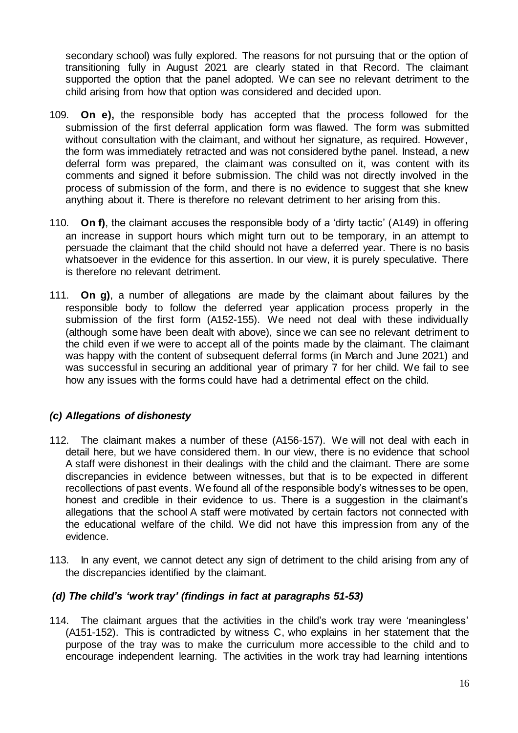secondary school) was fully explored. The reasons for not pursuing that or the option of transitioning fully in August 2021 are clearly stated in that Record. The claimant supported the option that the panel adopted. We can see no relevant detriment to the child arising from how that option was considered and decided upon.

109. **On e),** the responsible body has accepted that the process followed for the submission of the first deferral application form was flawed. The form was submitted without consultation with the claimant, and without her signature, as required. However, the form was immediately retracted and was not considered bythe panel. Instead, a new deferral form was prepared, the claimant was consulted on it, was content with its comments and signed it before submission. The child was not directly involved in the process of submission of the form, and there is no evidence to suggest that she knew anything about it. There is therefore no relevant detriment to her arising from this.

110. **On f)**, the claimant accuses the responsible body of a 'dirty tactic' (A149) in offering an increase in support hours which might turn out to be temporary, in an attempt to persuade the claimant that the child should not have a deferred year. There is no basis whatsoever in the evidence for this assertion. In our view, it is purely speculative. There is therefore no relevant detriment.

111. **On g)**, a number of allegations are made by the claimant about failures by the responsible body to follow the deferred year application process properly in the submission of the first form (A152-155). We need not deal with these individually (although some have been dealt with above), since we can see no relevant detriment to the child even if we were to accept all of the points made by the claimant. The claimant was happy with the content of subsequent deferral forms (in March and June 2021) and was successful in securing an additional year of primary 7 for her child. We fail to see how any issues with the forms could have had a detrimental effect on the child.

### *(c) Allegations of dishonesty*

112. The claimant makes a number of these (A156-157). We will not deal with each in detail here, but we have considered them. In our view, there is no evidence that school A staff were dishonest in their dealings with the child and the claimant. There are some discrepancies in evidence between witnesses, but that is to be expected in different recollections of past events. We found all of the responsible body's witnesses to be open, honest and credible in their evidence to us. There is a suggestion in the claimant's allegations that the school A staff were motivated by certain factors not connected with the educational welfare of the child. We did not have this impression from any of the evidence.

113. In any event, we cannot detect any sign of detriment to the child arising from any of the discrepancies identified by the claimant.

### *(d) The child's 'work tray' (findings in fact at paragraphs 51-53)*

114. The claimant argues that the activities in the child's work tray were 'meaningless' (A151-152). This is contradicted by witness C, who explains in her statement that the purpose of the tray was to make the curriculum more accessible to the child and to encourage independent learning. The activities in the work tray had learning intentions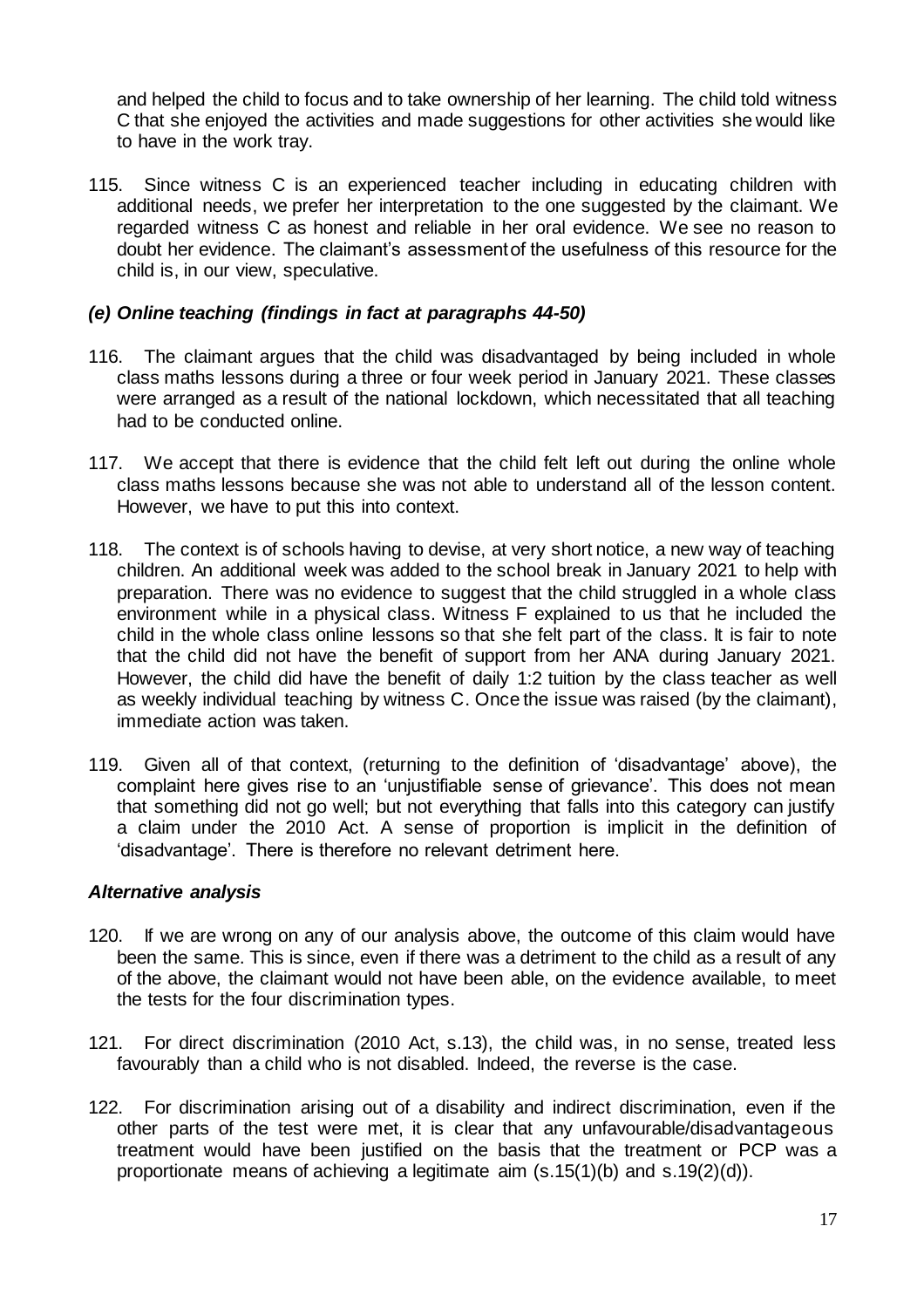and helped the child to focus and to take ownership of her learning. The child told witness C that she enjoyed the activities and made suggestions for other activities she would like to have in the work tray.

115. Since witness C is an experienced teacher including in educating children with additional needs, we prefer her interpretation to the one suggested by the claimant. We regarded witness C as honest and reliable in her oral evidence. We see no reason to doubt her evidence. The claimant's assessment of the usefulness of this resource for the child is, in our view, speculative.

### *(e) Online teaching (findings in fact at paragraphs 44-50)*

116. The claimant argues that the child was disadvantaged by being included in whole class maths lessons during a three or four week period in January 2021. These classes were arranged as a result of the national lockdown, which necessitated that all teaching had to be conducted online.

117. We accept that there is evidence that the child felt left out during the online whole class maths lessons because she was not able to understand all of the lesson content. However, we have to put this into context.

118. The context is of schools having to devise, at very short notice, a new way of teaching children. An additional week was added to the school break in January 2021 to help with preparation. There was no evidence to suggest that the child struggled in a whole class environment while in a physical class. Witness F explained to us that he included the child in the whole class online lessons so that she felt part of the class. It is fair to note that the child did not have the benefit of support from her ANA during January 2021. However, the child did have the benefit of daily 1:2 tuition by the class teacher as well as weekly individual teaching by witness C. Once the issue was raised (by the claimant), immediate action was taken.

119. Given all of that context, (returning to the definition of 'disadvantage' above), the complaint here gives rise to an 'unjustifiable sense of grievance'. This does not mean that something did not go well; but not everything that falls into this category can justify a claim under the 2010 Act. A sense of proportion is implicit in the definition of 'disadvantage'. There is therefore no relevant detriment here.

### *Alternative analysis*

120. If we are wrong on any of our analysis above, the outcome of this claim would have been the same. This is since, even if there was a detriment to the child as a result of any of the above, the claimant would not have been able, on the evidence available, to meet the tests for the four discrimination types.

121. For direct discrimination (2010 Act, s.13), the child was, in no sense, treated less favourably than a child who is not disabled. Indeed, the reverse is the case.

122. For discrimination arising out of a disability and indirect discrimination, even if the other parts of the test were met, it is clear that any unfavourable/disadvantageous treatment would have been justified on the basis that the treatment or PCP was a proportionate means of achieving a legitimate aim (s.15(1)(b) and s.19(2)(d)).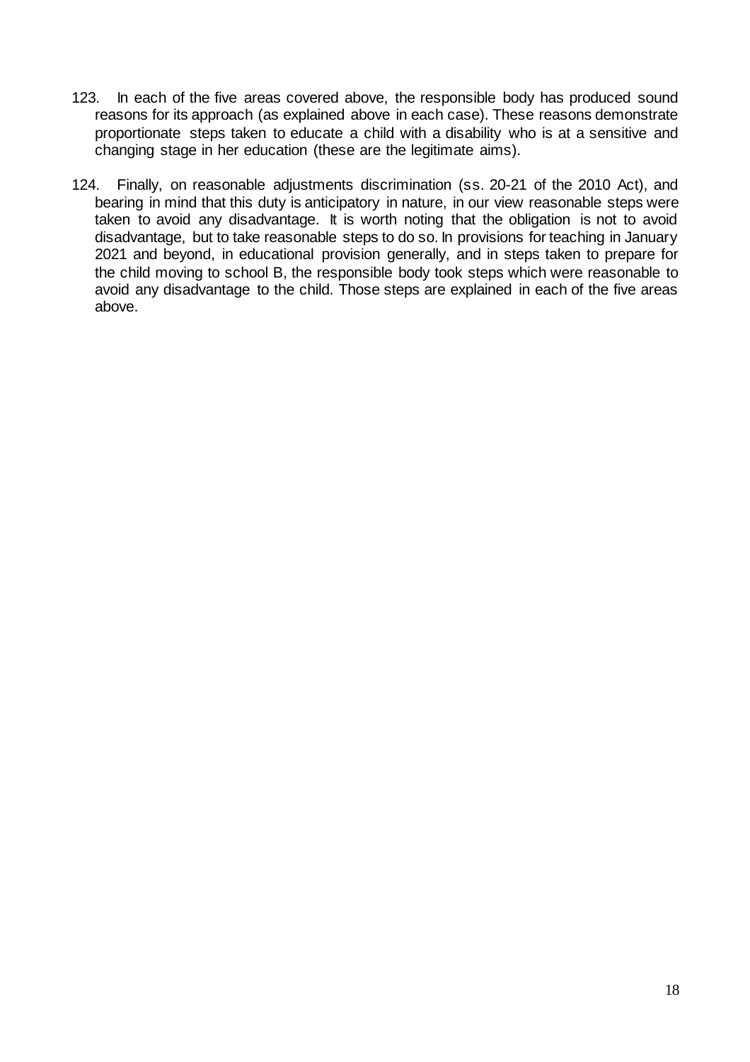123. In each of the five areas covered above, the responsible body has produced sound reasons for its approach (as explained above in each case). These reasons demonstrate proportionate steps taken to educate a child with a disability who is at a sensitive and changing stage in her education (these are the legitimate aims).

124. Finally, on reasonable adjustments discrimination (ss. 20-21 of the 2010 Act), and bearing in mind that this duty is anticipatory in nature, in our view reasonable steps were taken to avoid any disadvantage. It is worth noting that the obligation is not to avoid disadvantage, but to take reasonable steps to do so. In provisions for teaching in January 2021 and beyond, in educational provision generally, and in steps taken to prepare for the child moving to school B, the responsible body took steps which were reasonable to avoid any disadvantage to the child. Those steps are explained in each of the five areas above.